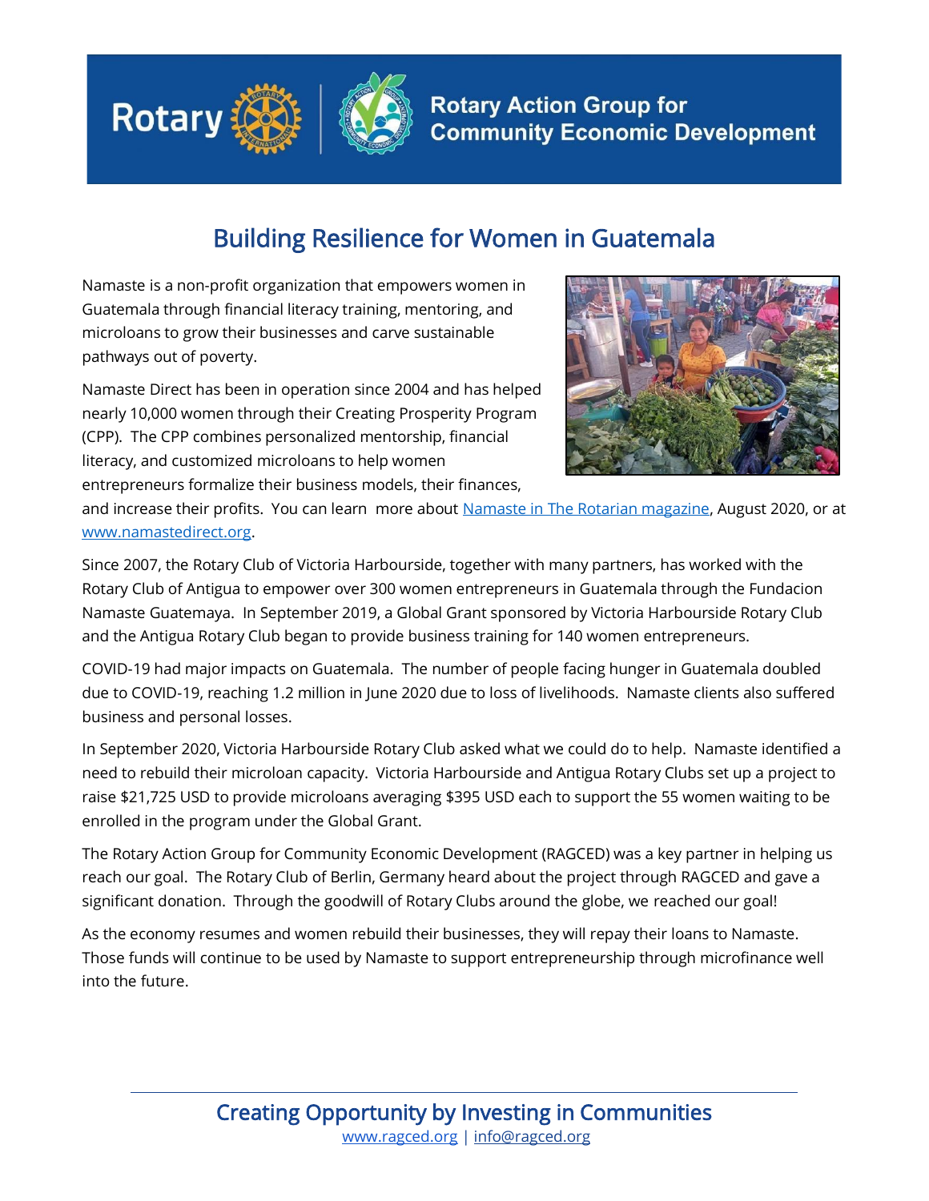Rotary | Rotary Action Group for Community Economic Development

# Building Resilience for Women in Guatemala

Namaste is a non-profit organization that empowers women in Guatemala through financial literacy training, mentoring, and microloans to grow their businesses and carve sustainable pathways out of poverty.

Namaste Direct has been in operation since 2004 and has helped nearly 10,000 women through their Creating Prosperity Program (CPP). The CPP combines personalized mentorship, financial literacy, and customized microloans to help women entrepreneurs formalize their business models, their finances, and increase their profits. You can learn more about [Namaste in The Rotarian magazine](), August 2020, or at [www.namastedirect.org]().

Since 2007, the Rotary Club of Victoria Harbourside, together with many partners, has worked with the Rotary Club of Antigua to empower over 300 women entrepreneurs in Guatemala through the Fundacion Namaste Guatemaya. In September 2019, a Global Grant sponsored by Victoria Harbourside Rotary Club and the Antigua Rotary Club began to provide business training for 140 women entrepreneurs.

COVID-19 had major impacts on Guatemala. The number of people facing hunger in Guatemala doubled due to COVID-19, reaching 1.2 million in June 2020 due to loss of livelihoods. Namaste clients also suffered business and personal losses.

In September 2020, Victoria Harbourside Rotary Club asked what we could do to help. Namaste identified a need to rebuild their microloan capacity. Victoria Harbourside and Antigua Rotary Clubs set up a project to raise $21,725 USD to provide microloans averaging $395 USD each to support the 55 women waiting to be enrolled in the program under the Global Grant.

The Rotary Action Group for Community Economic Development (RAGCED) was a key partner in helping us reach our goal. The Rotary Club of Berlin, Germany heard about the project through RAGCED and gave a significant donation. Through the goodwill of Rotary Clubs around the globe, we reached our goal!

As the economy resumes and women rebuild their businesses, they will repay their loans to Namaste. Those funds will continue to be used by Namaste to support entrepreneurship through microfinance well into the future.

## Creating Opportunity by Investing in Communities

[www.ragced.org]() | [info@ragced.org]()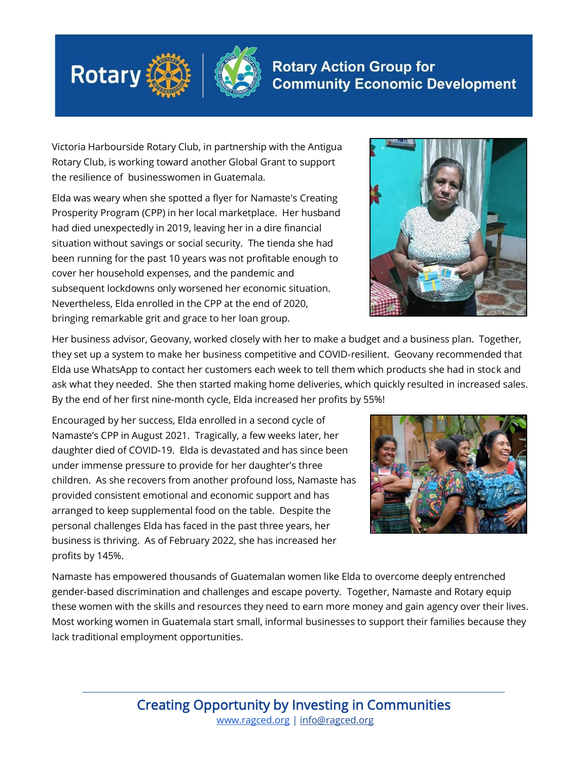# Rotary Action Group for Community Economic Development

Victoria Harbourside Rotary Club, in partnership with the Antigua Rotary Club, is working toward another Global Grant to support the resilience of businesswomen in Guatemala.

Elda was weary when she spotted a flyer for Namaste's Creating Prosperity Program (CPP) in her local marketplace. Her husband had died unexpectedly in 2019, leaving her in a dire financial situation without savings or social security. The tienda she had been running for the past 10 years was not profitable enough to cover her household expenses, and the pandemic and subsequent lockdowns only worsened her economic situation. Nevertheless, Elda enrolled in the CPP at the end of 2020, bringing remarkable grit and grace to her loan group.

Her business advisor, Geovany, worked closely with her to make a budget and a business plan. Together, they set up a system to make her business competitive and COVID-resilient. Geovany recommended that Elda use WhatsApp to contact her customers each week to tell them which products she had in stock and ask what they needed. She then started making home deliveries, which quickly resulted in increased sales. By the end of her first nine-month cycle, Elda increased her profits by 55%!

Encouraged by her success, Elda enrolled in a second cycle of Namaste's CPP in August 2021. Tragically, a few weeks later, her daughter died of COVID-19. Elda is devastated and has since been under immense pressure to provide for her daughter's three children. As she recovers from another profound loss, Namaste has provided consistent emotional and economic support and has arranged to keep supplemental food on the table. Despite the personal challenges Elda has faced in the past three years, her business is thriving. As of February 2022, she has increased her profits by 145%.

Namaste has empowered thousands of Guatemalan women like Elda to overcome deeply entrenched gender-based discrimination and challenges and escape poverty. Together, Namaste and Rotary equip these women with the skills and resources they need to earn more money and gain agency over their lives. Most working women in Guatemala start small, informal businesses to support their families because they lack traditional employment opportunities.

Creating Opportunity by Investing in Communities
www.ragced.org | info@ragced.org